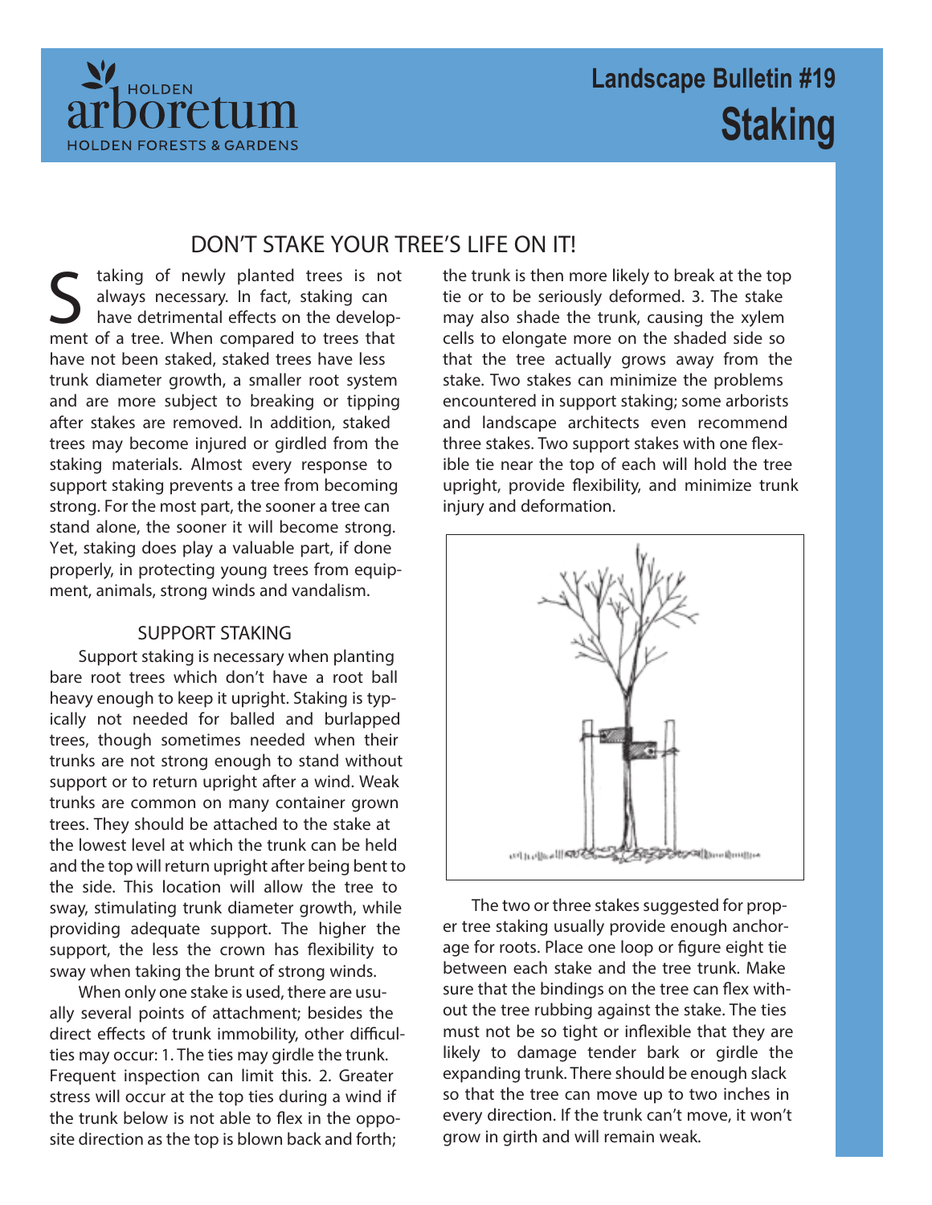HOLDEN arboretum
HOLDEN FORESTS & GARDENS

# Landscape Bulletin #19
# Staking

## DON'T STAKE YOUR TREE'S LIFE ON IT!

Staking of newly planted trees is not always necessary. In fact, staking can have detrimental effects on the development of a tree. When compared to trees that have not been staked, staked trees have less trunk diameter growth, a smaller root system and are more subject to breaking or tipping after stakes are removed. In addition, staked trees may become injured or girdled from the staking materials. Almost every response to support staking prevents a tree from becoming strong. For the most part, the sooner a tree can stand alone, the sooner it will become strong. Yet, staking does play a valuable part, if done properly, in protecting young trees from equipment, animals, strong winds and vandalism.

### SUPPORT STAKING

Support staking is necessary when planting bare root trees which don't have a root ball heavy enough to keep it upright. Staking is typically not needed for balled and burlapped trees, though sometimes needed when their trunks are not strong enough to stand without support or to return upright after a wind. Weak trunks are common on many container grown trees. They should be attached to the stake at the lowest level at which the trunk can be held and the top will return upright after being bent to the side. This location will allow the tree to sway, stimulating trunk diameter growth, while providing adequate support. The higher the support, the less the crown has flexibility to sway when taking the brunt of strong winds.

When only one stake is used, there are usually several points of attachment; besides the direct effects of trunk immobility, other difficulties may occur: 1. The ties may girdle the trunk. Frequent inspection can limit this. 2. Greater stress will occur at the top ties during a wind if the trunk below is not able to flex in the opposite direction as the top is blown back and forth; the trunk is then more likely to break at the top tie or to be seriously deformed. 3. The stake may also shade the trunk, causing the xylem cells to elongate more on the shaded side so that the tree actually grows away from the stake. Two stakes can minimize the problems encountered in support staking; some arborists and landscape architects even recommend three stakes. Two support stakes with one flexible tie near the top of each will hold the tree upright, provide flexibility, and minimize trunk injury and deformation.

The two or three stakes suggested for proper tree staking usually provide enough anchorage for roots. Place one loop or figure eight tie between each stake and the tree trunk. Make sure that the bindings on the tree can flex without the tree rubbing against the stake. The ties must not be so tight or inflexible that they are likely to damage tender bark or girdle the expanding trunk. There should be enough slack so that the tree can move up to two inches in every direction. If the trunk can't move, it won't grow in girth and will remain weak.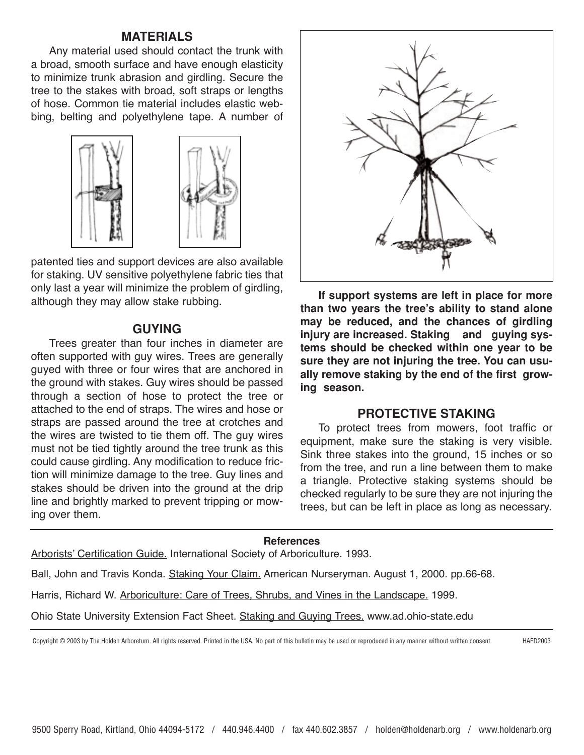## MATERIALS

Any material used should contact the trunk with a broad, smooth surface and have enough elasticity to minimize trunk abrasion and girdling. Secure the tree to the stakes with broad, soft straps or lengths of hose. Common tie material includes elastic webbing, belting and polyethylene tape. A number of patented ties and support devices are also available for staking. UV sensitive polyethylene fabric ties that only last a year will minimize the problem of girdling, although they may allow stake rubbing.

## GUYING

Trees greater than four inches in diameter are often supported with guy wires. Trees are generally guyed with three or four wires that are anchored in the ground with stakes. Guy wires should be passed through a section of hose to protect the tree or attached to the end of straps. The wires and hose or straps are passed around the tree at crotches and the wires are twisted to tie them off. The guy wires must not be tied tightly around the tree trunk as this could cause girdling. Any modification to reduce friction will minimize damage to the tree. Guy lines and stakes should be driven into the ground at the drip line and brightly marked to prevent tripping or mowing over them.

**If support systems are left in place for more than two years the tree's ability to stand alone may be reduced, and the chances of girdling injury are increased. Staking and guying systems should be checked within one year to be sure they are not injuring the tree. You can usually remove staking by the end of the first growing season.**

## PROTECTIVE STAKING

To protect trees from mowers, foot traffic or equipment, make sure the staking is very visible. Sink three stakes into the ground, 15 inches or so from the tree, and run a line between them to make a triangle. Protective staking systems should be checked regularly to be sure they are not injuring the trees, but can be left in place as long as necessary.

---

**References**

Arborists' Certification Guide. International Society of Arboriculture. 1993.

Ball, John and Travis Konda. Staking Your Claim. American Nurseryman. August 1, 2000. pp.66-68.

Harris, Richard W. Arboriculture: Care of Trees, Shrubs, and Vines in the Landscape. 1999.

Ohio State University Extension Fact Sheet. Staking and Guying Trees. www.ad.ohio-state.edu

---

Copyright © 2003 by The Holden Arboretum. All rights reserved. Printed in the USA. No part of this bulletin may be used or reproduced in any manner without written consent. HAED2003

9500 Sperry Road, Kirtland, Ohio 44094-5172 / 440.946.4400 / fax 440.602.3857 / holden@holdenarb.org / www.holdenarb.org